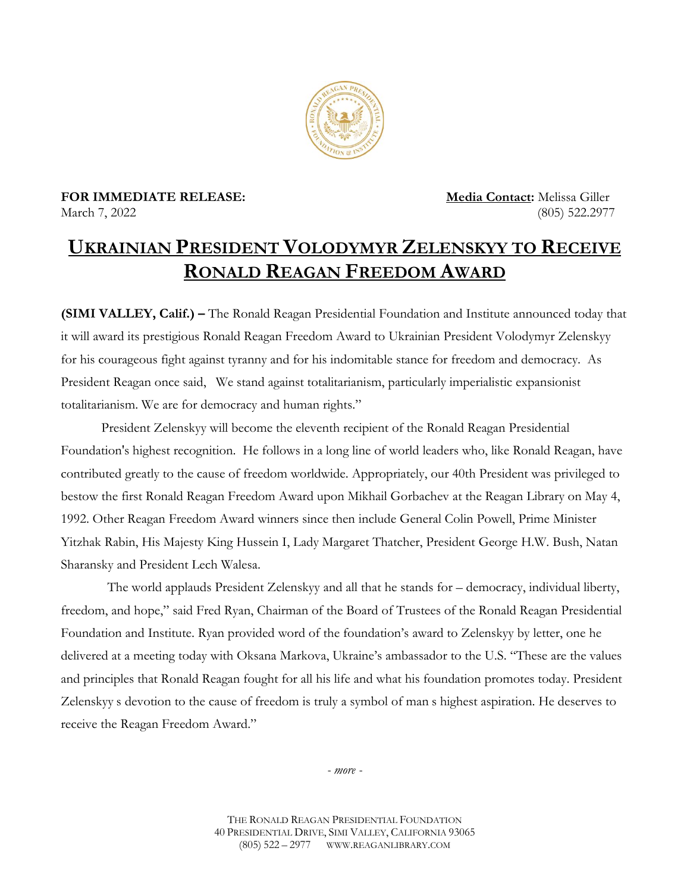**FOR IMMEDIATE RELEASE:**
March 7, 2022

**Media Contact:** Melissa Giller
(805) 522.2977

# UKRAINIAN PRESIDENT VOLODYMYR ZELENSKYY TO RECEIVE RONALD REAGAN FREEDOM AWARD

**(SIMI VALLEY, Calif.) –** The Ronald Reagan Presidential Foundation and Institute announced today that it will award its prestigious Ronald Reagan Freedom Award to Ukrainian President Volodymyr Zelenskyy for his courageous fight against tyranny and for his indomitable stance for freedom and democracy. As President Reagan once said, We stand against totalitarianism, particularly imperialistic expansionist totalitarianism. We are for democracy and human rights."

President Zelenskyy will become the eleventh recipient of the Ronald Reagan Presidential Foundation's highest recognition. He follows in a long line of world leaders who, like Ronald Reagan, have contributed greatly to the cause of freedom worldwide. Appropriately, our 40th President was privileged to bestow the first Ronald Reagan Freedom Award upon Mikhail Gorbachev at the Reagan Library on May 4, 1992. Other Reagan Freedom Award winners since then include General Colin Powell, Prime Minister Yitzhak Rabin, His Majesty King Hussein I, Lady Margaret Thatcher, President George H.W. Bush, Natan Sharansky and President Lech Walesa.

The world applauds President Zelenskyy and all that he stands for – democracy, individual liberty, freedom, and hope," said Fred Ryan, Chairman of the Board of Trustees of the Ronald Reagan Presidential Foundation and Institute. Ryan provided word of the foundation's award to Zelenskyy by letter, one he delivered at a meeting today with Oksana Markova, Ukraine's ambassador to the U.S. "These are the values and principles that Ronald Reagan fought for all his life and what his foundation promotes today. President Zelenskyy s devotion to the cause of freedom is truly a symbol of man s highest aspiration. He deserves to receive the Reagan Freedom Award."

*- more -*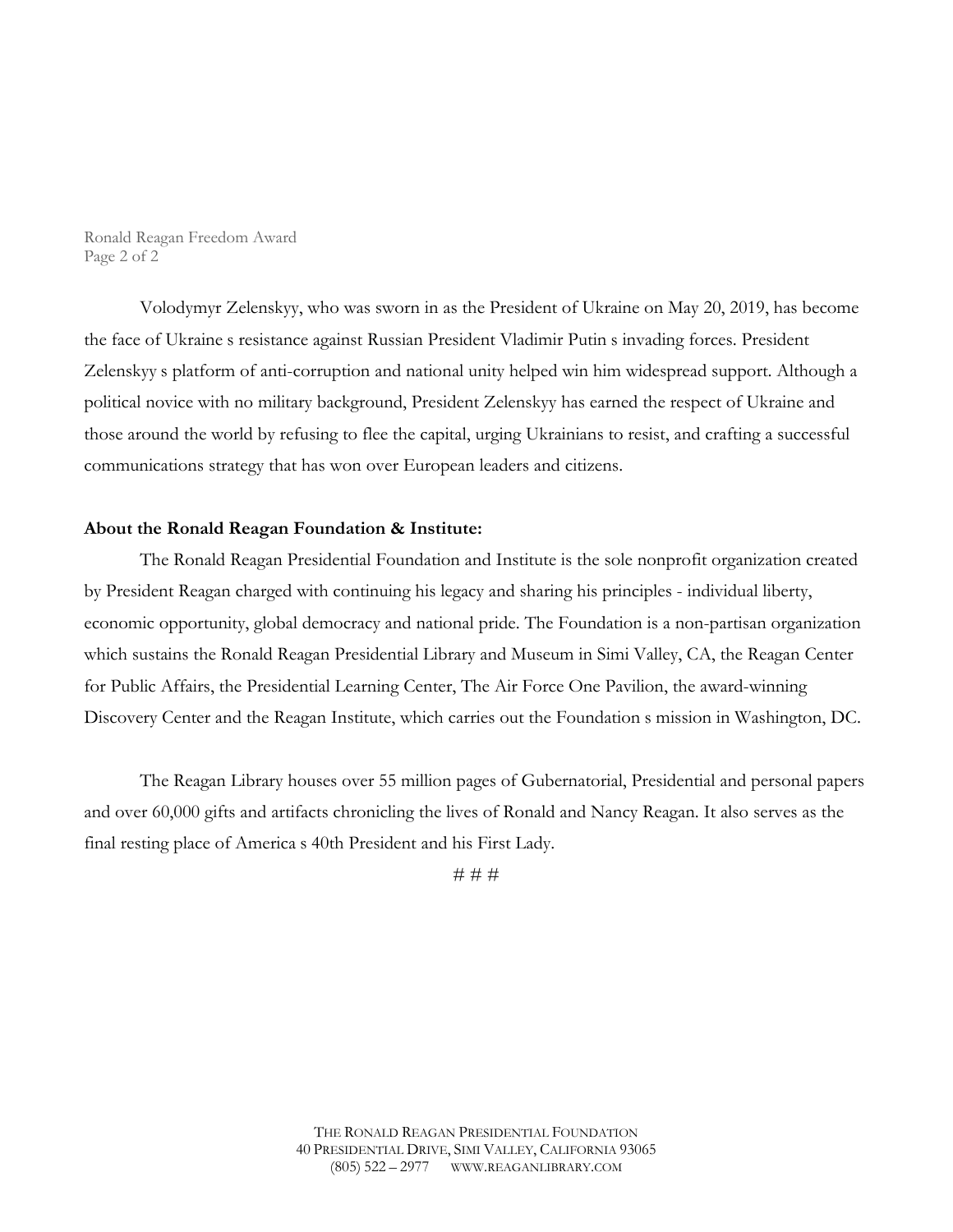Volodymyr Zelenskyy, who was sworn in as the President of Ukraine on May 20, 2019, has become the face of Ukraine s resistance against Russian President Vladimir Putin s invading forces. President Zelenskyy s platform of anti-corruption and national unity helped win him widespread support. Although a political novice with no military background, President Zelenskyy has earned the respect of Ukraine and those around the world by refusing to flee the capital, urging Ukrainians to resist, and crafting a successful communications strategy that has won over European leaders and citizens.

**About the Ronald Reagan Foundation & Institute:**

The Ronald Reagan Presidential Foundation and Institute is the sole nonprofit organization created by President Reagan charged with continuing his legacy and sharing his principles - individual liberty, economic opportunity, global democracy and national pride. The Foundation is a non-partisan organization which sustains the Ronald Reagan Presidential Library and Museum in Simi Valley, CA, the Reagan Center for Public Affairs, the Presidential Learning Center, The Air Force One Pavilion, the award-winning Discovery Center and the Reagan Institute, which carries out the Foundation s mission in Washington, DC.

The Reagan Library houses over 55 million pages of Gubernatorial, Presidential and personal papers and over 60,000 gifts and artifacts chronicling the lives of Ronald and Nancy Reagan. It also serves as the final resting place of America s 40th President and his First Lady.

# # #

THE RONALD REAGAN PRESIDENTIAL FOUNDATION
40 PRESIDENTIAL DRIVE, SIMI VALLEY, CALIFORNIA 93065
(805) 522 – 2977 WWW.REAGANLIBRARY.COM